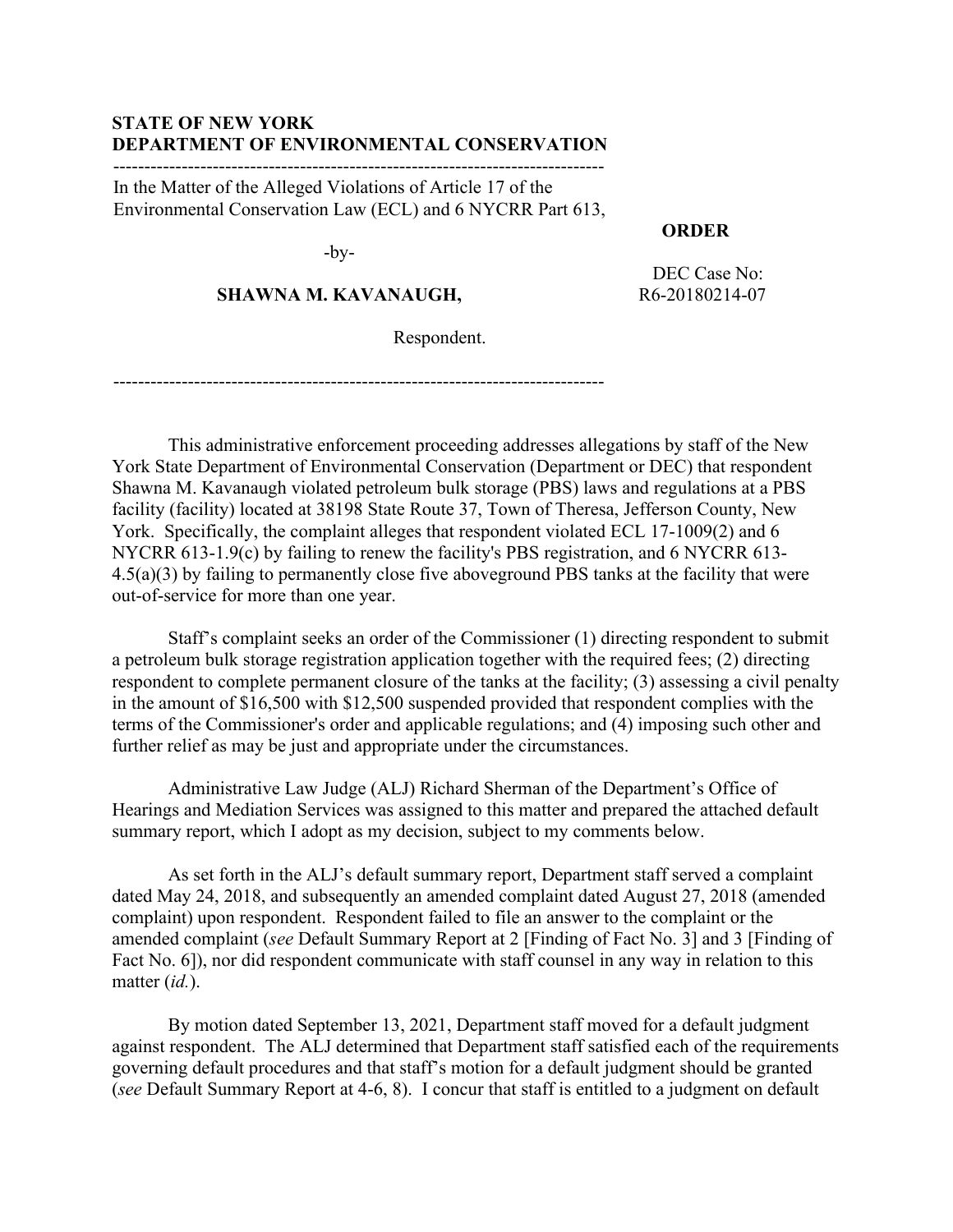**STATE OF NEW YORK**
**DEPARTMENT OF ENVIRONMENTAL CONSERVATION**

---

In the Matter of the Alleged Violations of Article 17 of the Environmental Conservation Law (ECL) and 6 NYCRR Part 613,

-by-

**SHAWNA M. KAVANAUGH,**

Respondent.

**ORDER**

DEC Case No: R6-20180214-07

---

This administrative enforcement proceeding addresses allegations by staff of the New York State Department of Environmental Conservation (Department or DEC) that respondent Shawna M. Kavanaugh violated petroleum bulk storage (PBS) laws and regulations at a PBS facility (facility) located at 38198 State Route 37, Town of Theresa, Jefferson County, New York. Specifically, the complaint alleges that respondent violated ECL 17-1009(2) and 6 NYCRR 613-1.9(c) by failing to renew the facility's PBS registration, and 6 NYCRR 613-4.5(a)(3) by failing to permanently close five aboveground PBS tanks at the facility that were out-of-service for more than one year.

Staff's complaint seeks an order of the Commissioner (1) directing respondent to submit a petroleum bulk storage registration application together with the required fees; (2) directing respondent to complete permanent closure of the tanks at the facility; (3) assessing a civil penalty in the amount of $16,500 with $12,500 suspended provided that respondent complies with the terms of the Commissioner's order and applicable regulations; and (4) imposing such other and further relief as may be just and appropriate under the circumstances.

Administrative Law Judge (ALJ) Richard Sherman of the Department's Office of Hearings and Mediation Services was assigned to this matter and prepared the attached default summary report, which I adopt as my decision, subject to my comments below.

As set forth in the ALJ's default summary report, Department staff served a complaint dated May 24, 2018, and subsequently an amended complaint dated August 27, 2018 (amended complaint) upon respondent. Respondent failed to file an answer to the complaint or the amended complaint (*see* Default Summary Report at 2 [Finding of Fact No. 3] and 3 [Finding of Fact No. 6]), nor did respondent communicate with staff counsel in any way in relation to this matter (*id.*).

By motion dated September 13, 2021, Department staff moved for a default judgment against respondent. The ALJ determined that Department staff satisfied each of the requirements governing default procedures and that staff's motion for a default judgment should be granted (*see* Default Summary Report at 4-6, 8). I concur that staff is entitled to a judgment on default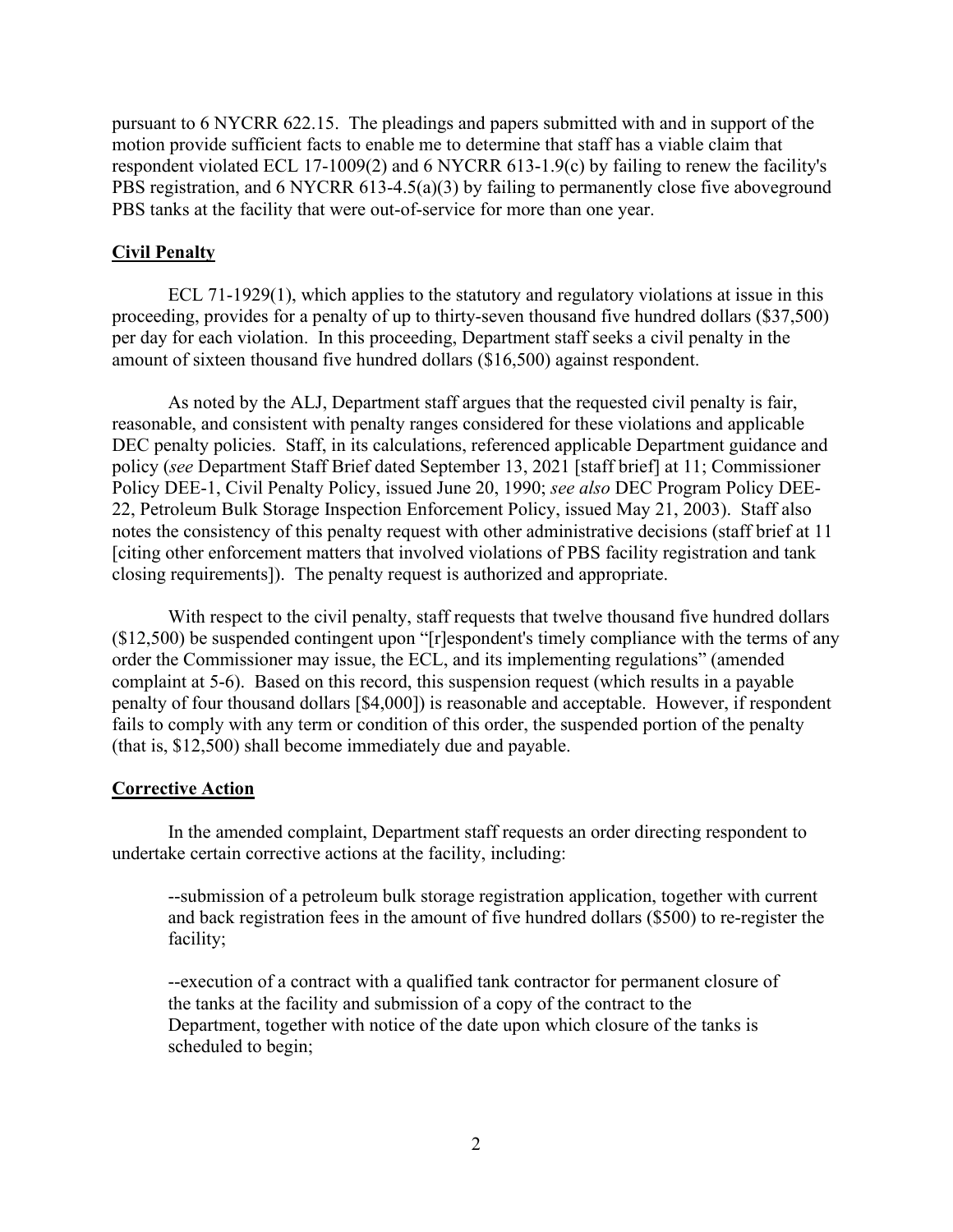pursuant to 6 NYCRR 622.15. The pleadings and papers submitted with and in support of the motion provide sufficient facts to enable me to determine that staff has a viable claim that respondent violated ECL 17-1009(2) and 6 NYCRR 613-1.9(c) by failing to renew the facility's PBS registration, and 6 NYCRR 613-4.5(a)(3) by failing to permanently close five aboveground PBS tanks at the facility that were out-of-service for more than one year.

**Civil Penalty**

ECL 71-1929(1), which applies to the statutory and regulatory violations at issue in this proceeding, provides for a penalty of up to thirty-seven thousand five hundred dollars ($37,500) per day for each violation. In this proceeding, Department staff seeks a civil penalty in the amount of sixteen thousand five hundred dollars ($16,500) against respondent.

As noted by the ALJ, Department staff argues that the requested civil penalty is fair, reasonable, and consistent with penalty ranges considered for these violations and applicable DEC penalty policies. Staff, in its calculations, referenced applicable Department guidance and policy (*see* Department Staff Brief dated September 13, 2021 [staff brief] at 11; Commissioner Policy DEE-1, Civil Penalty Policy, issued June 20, 1990; *see also* DEC Program Policy DEE-22, Petroleum Bulk Storage Inspection Enforcement Policy, issued May 21, 2003). Staff also notes the consistency of this penalty request with other administrative decisions (staff brief at 11 [citing other enforcement matters that involved violations of PBS facility registration and tank closing requirements]). The penalty request is authorized and appropriate.

With respect to the civil penalty, staff requests that twelve thousand five hundred dollars ($12,500) be suspended contingent upon "[r]espondent's timely compliance with the terms of any order the Commissioner may issue, the ECL, and its implementing regulations" (amended complaint at 5-6). Based on this record, this suspension request (which results in a payable penalty of four thousand dollars [$4,000]) is reasonable and acceptable. However, if respondent fails to comply with any term or condition of this order, the suspended portion of the penalty (that is, $12,500) shall become immediately due and payable.

**Corrective Action**

In the amended complaint, Department staff requests an order directing respondent to undertake certain corrective actions at the facility, including:

--submission of a petroleum bulk storage registration application, together with current and back registration fees in the amount of five hundred dollars ($500) to re-register the facility;

--execution of a contract with a qualified tank contractor for permanent closure of the tanks at the facility and submission of a copy of the contract to the Department, together with notice of the date upon which closure of the tanks is scheduled to begin;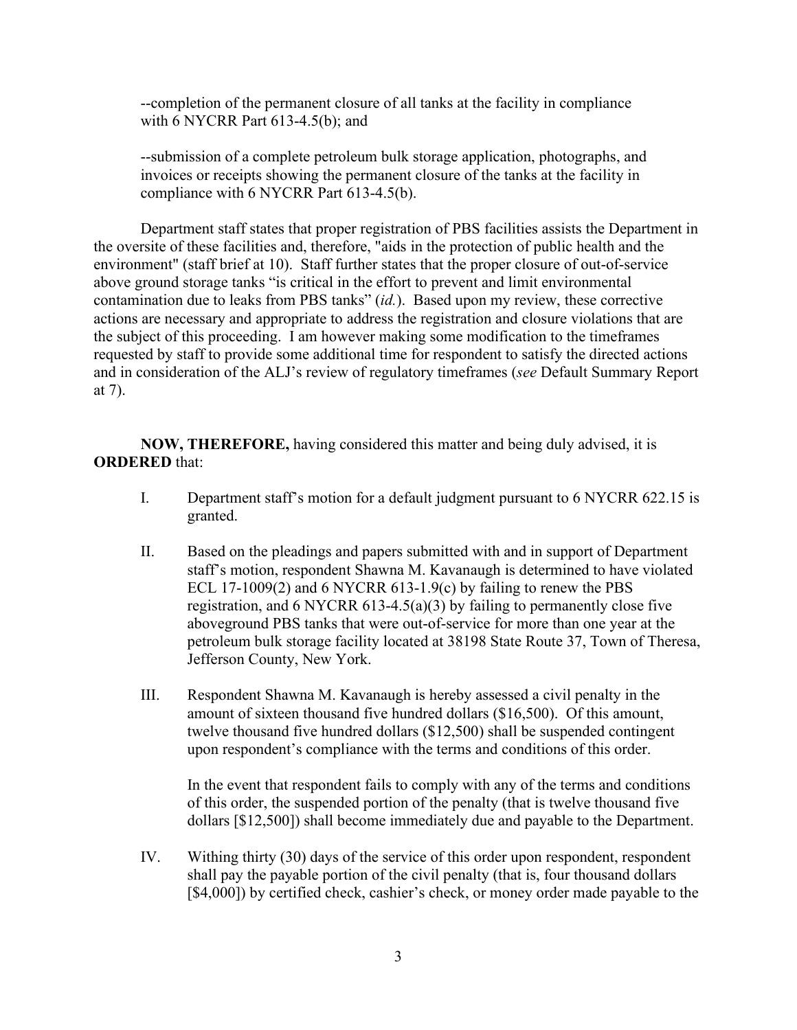--completion of the permanent closure of all tanks at the facility in compliance with 6 NYCRR Part 613-4.5(b); and

--submission of a complete petroleum bulk storage application, photographs, and invoices or receipts showing the permanent closure of the tanks at the facility in compliance with 6 NYCRR Part 613-4.5(b).

Department staff states that proper registration of PBS facilities assists the Department in the oversite of these facilities and, therefore, "aids in the protection of public health and the environment" (staff brief at 10). Staff further states that the proper closure of out-of-service above ground storage tanks "is critical in the effort to prevent and limit environmental contamination due to leaks from PBS tanks" (*id.*). Based upon my review, these corrective actions are necessary and appropriate to address the registration and closure violations that are the subject of this proceeding. I am however making some modification to the timeframes requested by staff to provide some additional time for respondent to satisfy the directed actions and in consideration of the ALJ's review of regulatory timeframes (*see* Default Summary Report at 7).

**NOW, THEREFORE,** having considered this matter and being duly advised, it is **ORDERED** that:

I. Department staff's motion for a default judgment pursuant to 6 NYCRR 622.15 is granted.

II. Based on the pleadings and papers submitted with and in support of Department staff's motion, respondent Shawna M. Kavanaugh is determined to have violated ECL 17-1009(2) and 6 NYCRR 613-1.9(c) by failing to renew the PBS registration, and 6 NYCRR 613-4.5(a)(3) by failing to permanently close five aboveground PBS tanks that were out-of-service for more than one year at the petroleum bulk storage facility located at 38198 State Route 37, Town of Theresa, Jefferson County, New York.

III. Respondent Shawna M. Kavanaugh is hereby assessed a civil penalty in the amount of sixteen thousand five hundred dollars ($16,500). Of this amount, twelve thousand five hundred dollars ($12,500) shall be suspended contingent upon respondent's compliance with the terms and conditions of this order.

In the event that respondent fails to comply with any of the terms and conditions of this order, the suspended portion of the penalty (that is twelve thousand five dollars [$12,500]) shall become immediately due and payable to the Department.

IV. Withing thirty (30) days of the service of this order upon respondent, respondent shall pay the payable portion of the civil penalty (that is, four thousand dollars [$4,000]) by certified check, cashier's check, or money order made payable to the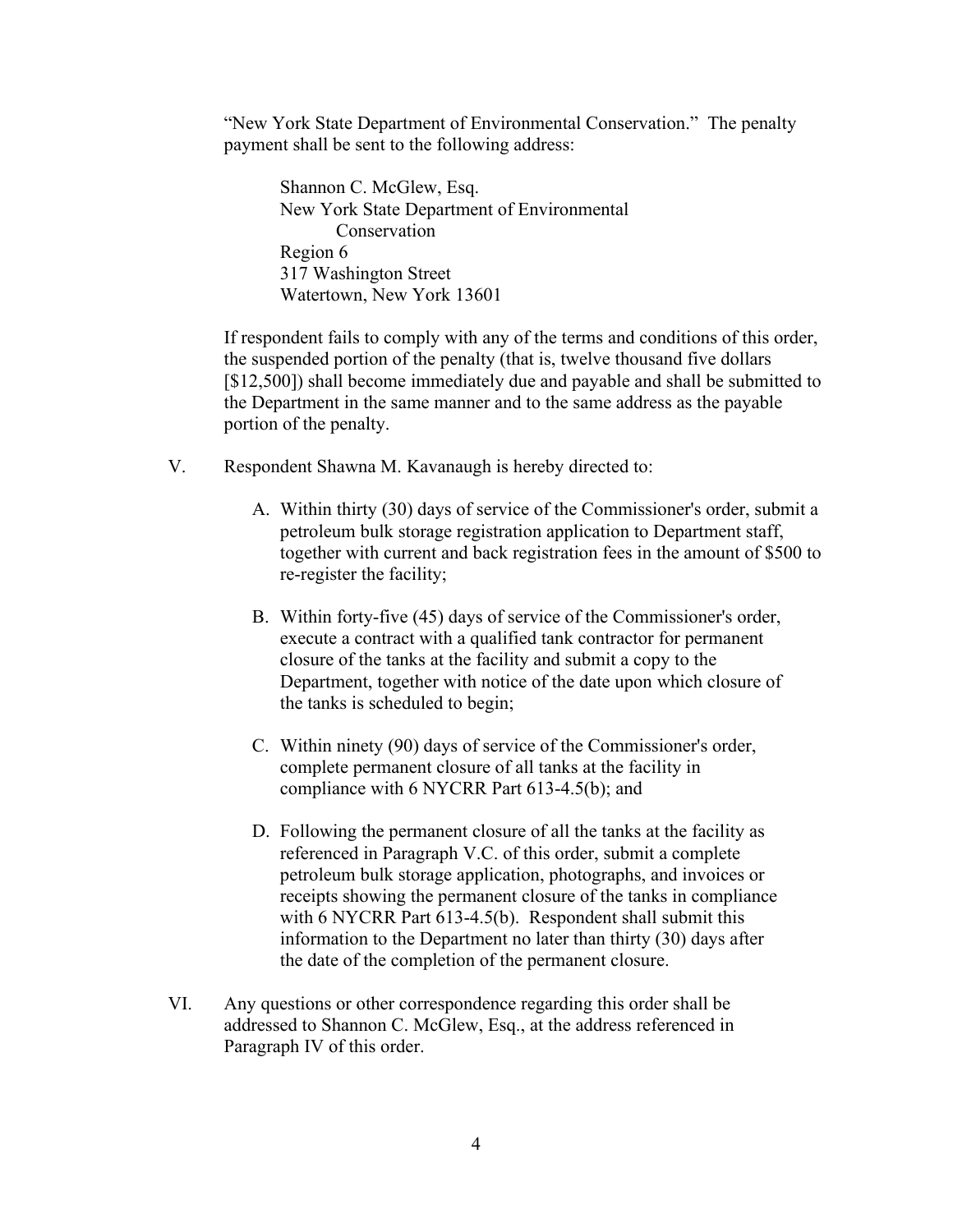"New York State Department of Environmental Conservation." The penalty payment shall be sent to the following address:

> Shannon C. McGlew, Esq.
> New York State Department of Environmental Conservation
> Region 6
> 317 Washington Street
> Watertown, New York 13601

If respondent fails to comply with any of the terms and conditions of this order, the suspended portion of the penalty (that is, twelve thousand five dollars [$12,500]) shall become immediately due and payable and shall be submitted to the Department in the same manner and to the same address as the payable portion of the penalty.

V. Respondent Shawna M. Kavanaugh is hereby directed to:

   A. Within thirty (30) days of service of the Commissioner's order, submit a petroleum bulk storage registration application to Department staff, together with current and back registration fees in the amount of $500 to re-register the facility;

   B. Within forty-five (45) days of service of the Commissioner's order, execute a contract with a qualified tank contractor for permanent closure of the tanks at the facility and submit a copy to the Department, together with notice of the date upon which closure of the tanks is scheduled to begin;

   C. Within ninety (90) days of service of the Commissioner's order, complete permanent closure of all tanks at the facility in compliance with 6 NYCRR Part 613-4.5(b); and

   D. Following the permanent closure of all the tanks at the facility as referenced in Paragraph V.C. of this order, submit a complete petroleum bulk storage application, photographs, and invoices or receipts showing the permanent closure of the tanks in compliance with 6 NYCRR Part 613-4.5(b). Respondent shall submit this information to the Department no later than thirty (30) days after the date of the completion of the permanent closure.

VI. Any questions or other correspondence regarding this order shall be addressed to Shannon C. McGlew, Esq., at the address referenced in Paragraph IV of this order.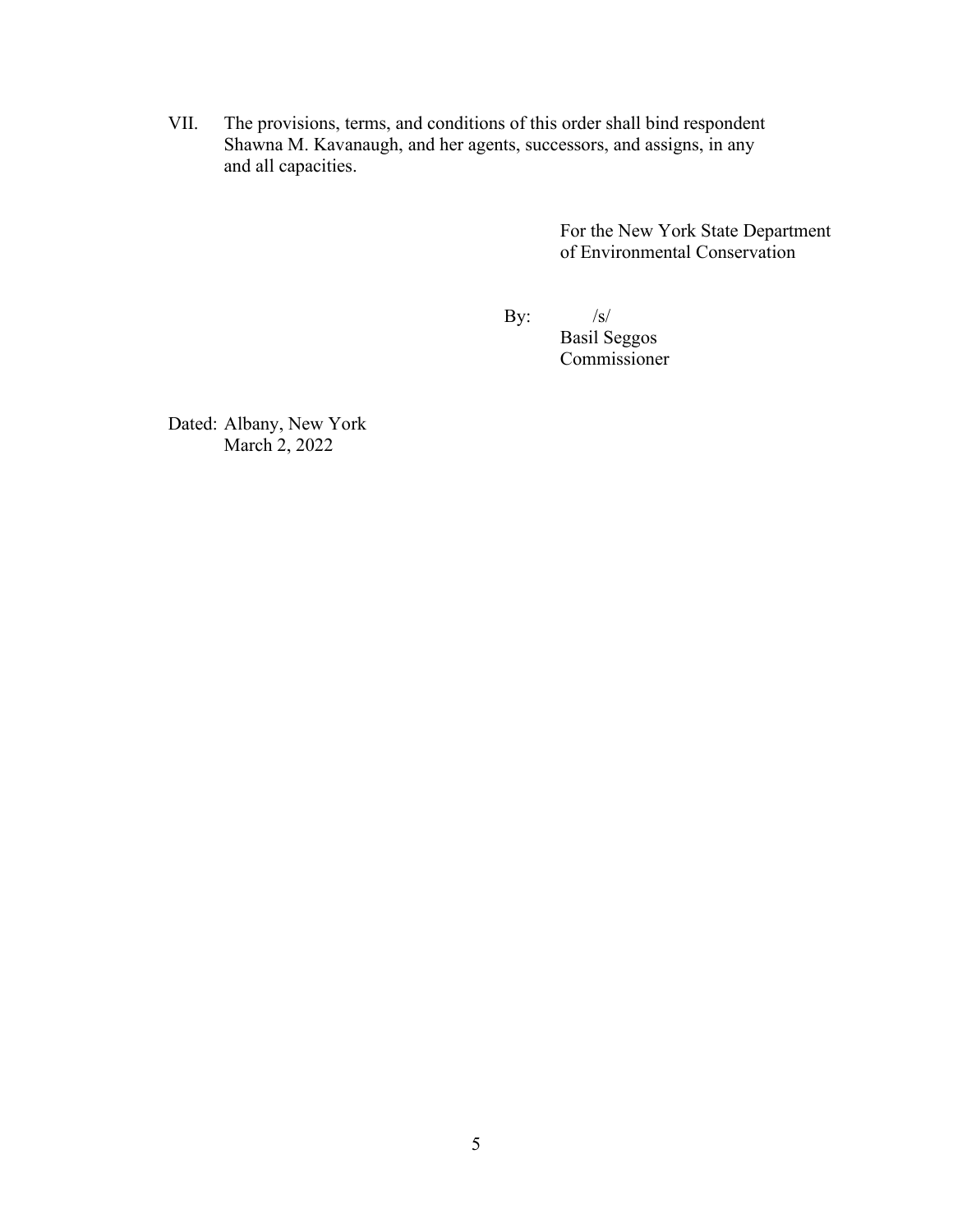VII. The provisions, terms, and conditions of this order shall bind respondent Shawna M. Kavanaugh, and her agents, successors, and assigns, in any and all capacities.

For the New York State Department of Environmental Conservation

By: /s/
Basil Seggos
Commissioner

Dated: Albany, New York
March 2, 2022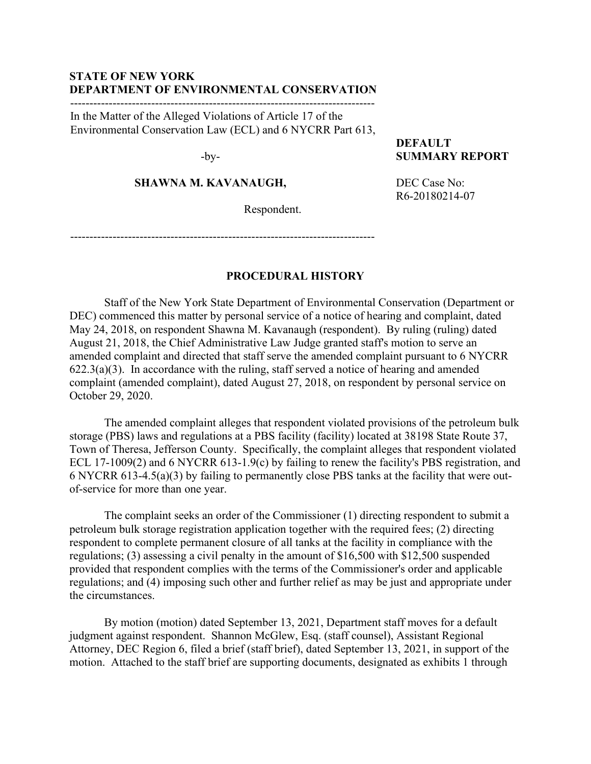**STATE OF NEW YORK**
**DEPARTMENT OF ENVIRONMENTAL CONSERVATION**

---

In the Matter of the Alleged Violations of Article 17 of the Environmental Conservation Law (ECL) and 6 NYCRR Part 613,

-by-

**SHAWNA M. KAVANAUGH,**

Respondent.

**DEFAULT SUMMARY REPORT**

DEC Case No: R6-20180214-07

---

## PROCEDURAL HISTORY

Staff of the New York State Department of Environmental Conservation (Department or DEC) commenced this matter by personal service of a notice of hearing and complaint, dated May 24, 2018, on respondent Shawna M. Kavanaugh (respondent). By ruling (ruling) dated August 21, 2018, the Chief Administrative Law Judge granted staff's motion to serve an amended complaint and directed that staff serve the amended complaint pursuant to 6 NYCRR 622.3(a)(3). In accordance with the ruling, staff served a notice of hearing and amended complaint (amended complaint), dated August 27, 2018, on respondent by personal service on October 29, 2020.

The amended complaint alleges that respondent violated provisions of the petroleum bulk storage (PBS) laws and regulations at a PBS facility (facility) located at 38198 State Route 37, Town of Theresa, Jefferson County. Specifically, the complaint alleges that respondent violated ECL 17-1009(2) and 6 NYCRR 613-1.9(c) by failing to renew the facility's PBS registration, and 6 NYCRR 613-4.5(a)(3) by failing to permanently close PBS tanks at the facility that were out-of-service for more than one year.

The complaint seeks an order of the Commissioner (1) directing respondent to submit a petroleum bulk storage registration application together with the required fees; (2) directing respondent to complete permanent closure of all tanks at the facility in compliance with the regulations; (3) assessing a civil penalty in the amount of $16,500 with $12,500 suspended provided that respondent complies with the terms of the Commissioner's order and applicable regulations; and (4) imposing such other and further relief as may be just and appropriate under the circumstances.

By motion (motion) dated September 13, 2021, Department staff moves for a default judgment against respondent. Shannon McGlew, Esq. (staff counsel), Assistant Regional Attorney, DEC Region 6, filed a brief (staff brief), dated September 13, 2021, in support of the motion. Attached to the staff brief are supporting documents, designated as exhibits 1 through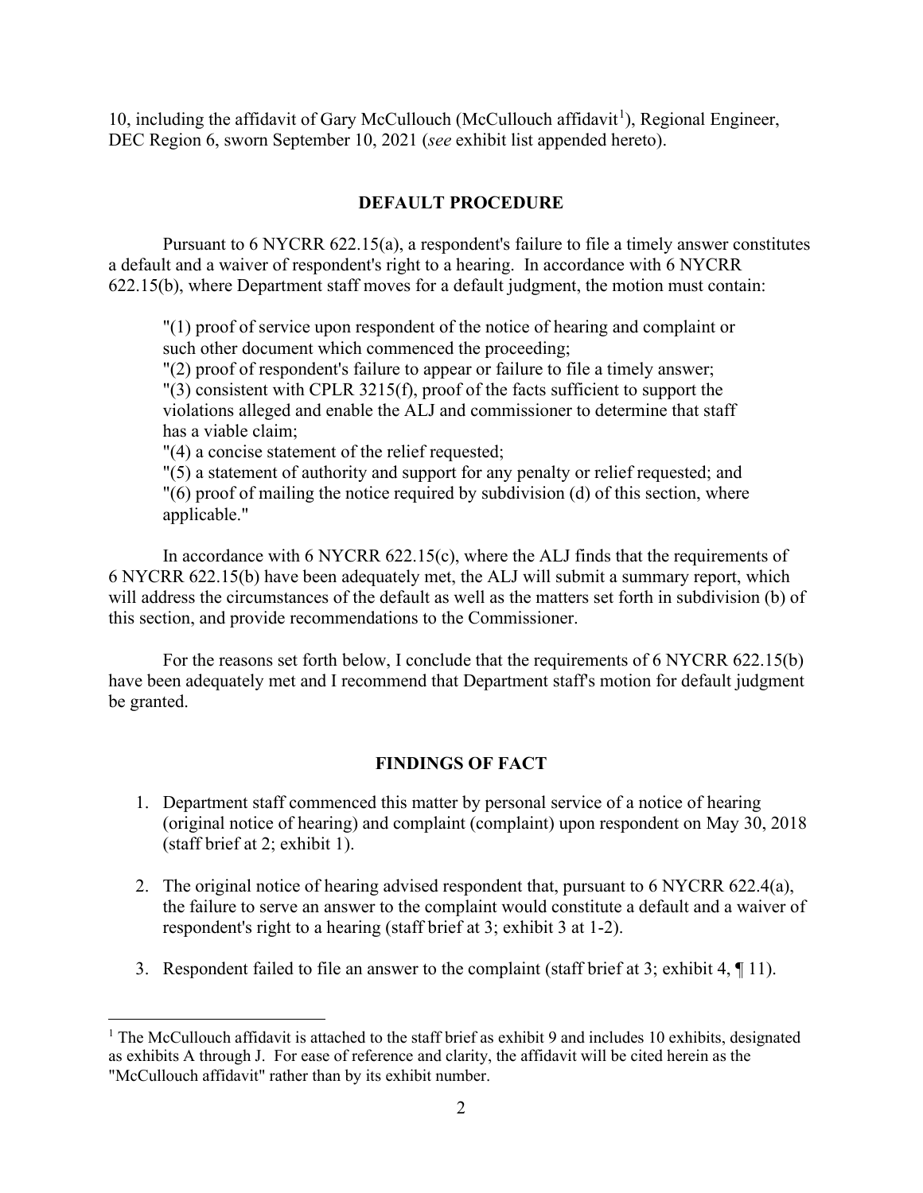10, including the affidavit of Gary McCullouch (McCullouch affidavit[1]), Regional Engineer, DEC Region 6, sworn September 10, 2021 (*see* exhibit list appended hereto).

## DEFAULT PROCEDURE

Pursuant to 6 NYCRR 622.15(a), a respondent's failure to file a timely answer constitutes a default and a waiver of respondent's right to a hearing. In accordance with 6 NYCRR 622.15(b), where Department staff moves for a default judgment, the motion must contain:

> "(1) proof of service upon respondent of the notice of hearing and complaint or such other document which commenced the proceeding;
> "(2) proof of respondent's failure to appear or failure to file a timely answer;
> "(3) consistent with CPLR 3215(f), proof of the facts sufficient to support the violations alleged and enable the ALJ and commissioner to determine that staff has a viable claim;
> "(4) a concise statement of the relief requested;
> "(5) a statement of authority and support for any penalty or relief requested; and
> "(6) proof of mailing the notice required by subdivision (d) of this section, where applicable."

In accordance with 6 NYCRR 622.15(c), where the ALJ finds that the requirements of 6 NYCRR 622.15(b) have been adequately met, the ALJ will submit a summary report, which will address the circumstances of the default as well as the matters set forth in subdivision (b) of this section, and provide recommendations to the Commissioner.

For the reasons set forth below, I conclude that the requirements of 6 NYCRR 622.15(b) have been adequately met and I recommend that Department staff's motion for default judgment be granted.

## FINDINGS OF FACT

1. Department staff commenced this matter by personal service of a notice of hearing (original notice of hearing) and complaint (complaint) upon respondent on May 30, 2018 (staff brief at 2; exhibit 1).
2. The original notice of hearing advised respondent that, pursuant to 6 NYCRR 622.4(a), the failure to serve an answer to the complaint would constitute a default and a waiver of respondent's right to a hearing (staff brief at 3; exhibit 3 at 1-2).
3. Respondent failed to file an answer to the complaint (staff brief at 3; exhibit 4, ¶ 11).

[1] The McCullouch affidavit is attached to the staff brief as exhibit 9 and includes 10 exhibits, designated as exhibits A through J. For ease of reference and clarity, the affidavit will be cited herein as the "McCullouch affidavit" rather than by its exhibit number.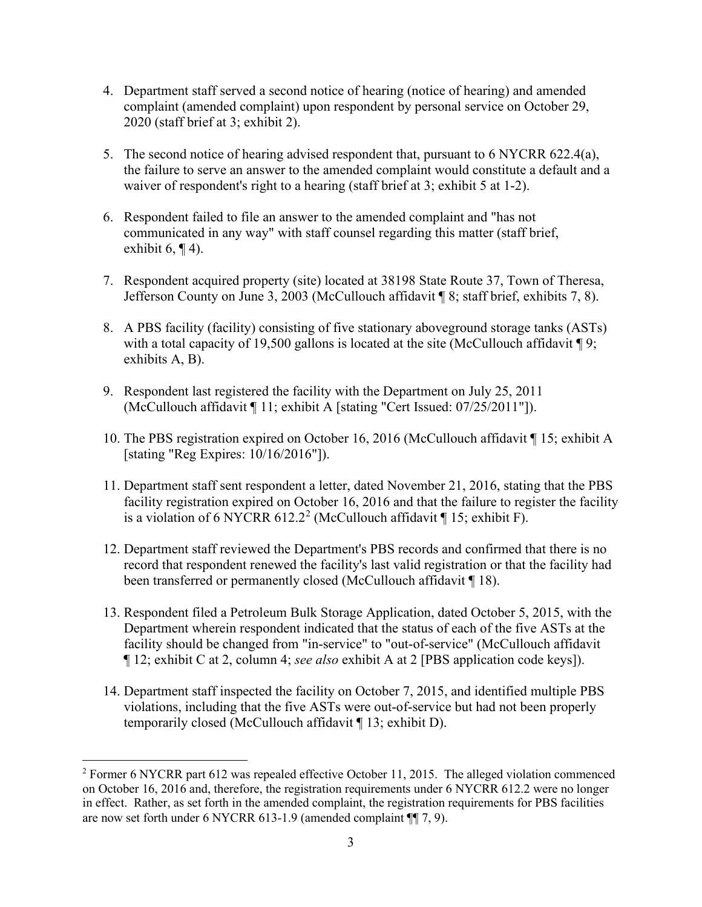4. Department staff served a second notice of hearing (notice of hearing) and amended complaint (amended complaint) upon respondent by personal service on October 29, 2020 (staff brief at 3; exhibit 2).

5. The second notice of hearing advised respondent that, pursuant to 6 NYCRR 622.4(a), the failure to serve an answer to the amended complaint would constitute a default and a waiver of respondent's right to a hearing (staff brief at 3; exhibit 5 at 1-2).

6. Respondent failed to file an answer to the amended complaint and "has not communicated in any way" with staff counsel regarding this matter (staff brief, exhibit 6, ¶ 4).

7. Respondent acquired property (site) located at 38198 State Route 37, Town of Theresa, Jefferson County on June 3, 2003 (McCullouch affidavit ¶ 8; staff brief, exhibits 7, 8).

8. A PBS facility (facility) consisting of five stationary aboveground storage tanks (ASTs) with a total capacity of 19,500 gallons is located at the site (McCullouch affidavit ¶ 9; exhibits A, B).

9. Respondent last registered the facility with the Department on July 25, 2011 (McCullouch affidavit ¶ 11; exhibit A [stating "Cert Issued: 07/25/2011"]).

10. The PBS registration expired on October 16, 2016 (McCullouch affidavit ¶ 15; exhibit A [stating "Reg Expires: 10/16/2016"]).

11. Department staff sent respondent a letter, dated November 21, 2016, stating that the PBS facility registration expired on October 16, 2016 and that the failure to register the facility is a violation of 6 NYCRR 612.2[2] (McCullouch affidavit ¶ 15; exhibit F).

12. Department staff reviewed the Department's PBS records and confirmed that there is no record that respondent renewed the facility's last valid registration or that the facility had been transferred or permanently closed (McCullouch affidavit ¶ 18).

13. Respondent filed a Petroleum Bulk Storage Application, dated October 5, 2015, with the Department wherein respondent indicated that the status of each of the five ASTs at the facility should be changed from "in-service" to "out-of-service" (McCullouch affidavit ¶ 12; exhibit C at 2, column 4; *see also* exhibit A at 2 [PBS application code keys]).

14. Department staff inspected the facility on October 7, 2015, and identified multiple PBS violations, including that the five ASTs were out-of-service but had not been properly temporarily closed (McCullouch affidavit ¶ 13; exhibit D).

---

[2] Former 6 NYCRR part 612 was repealed effective October 11, 2015. The alleged violation commenced on October 16, 2016 and, therefore, the registration requirements under 6 NYCRR 612.2 were no longer in effect. Rather, as set forth in the amended complaint, the registration requirements for PBS facilities are now set forth under 6 NYCRR 613-1.9 (amended complaint ¶¶ 7, 9).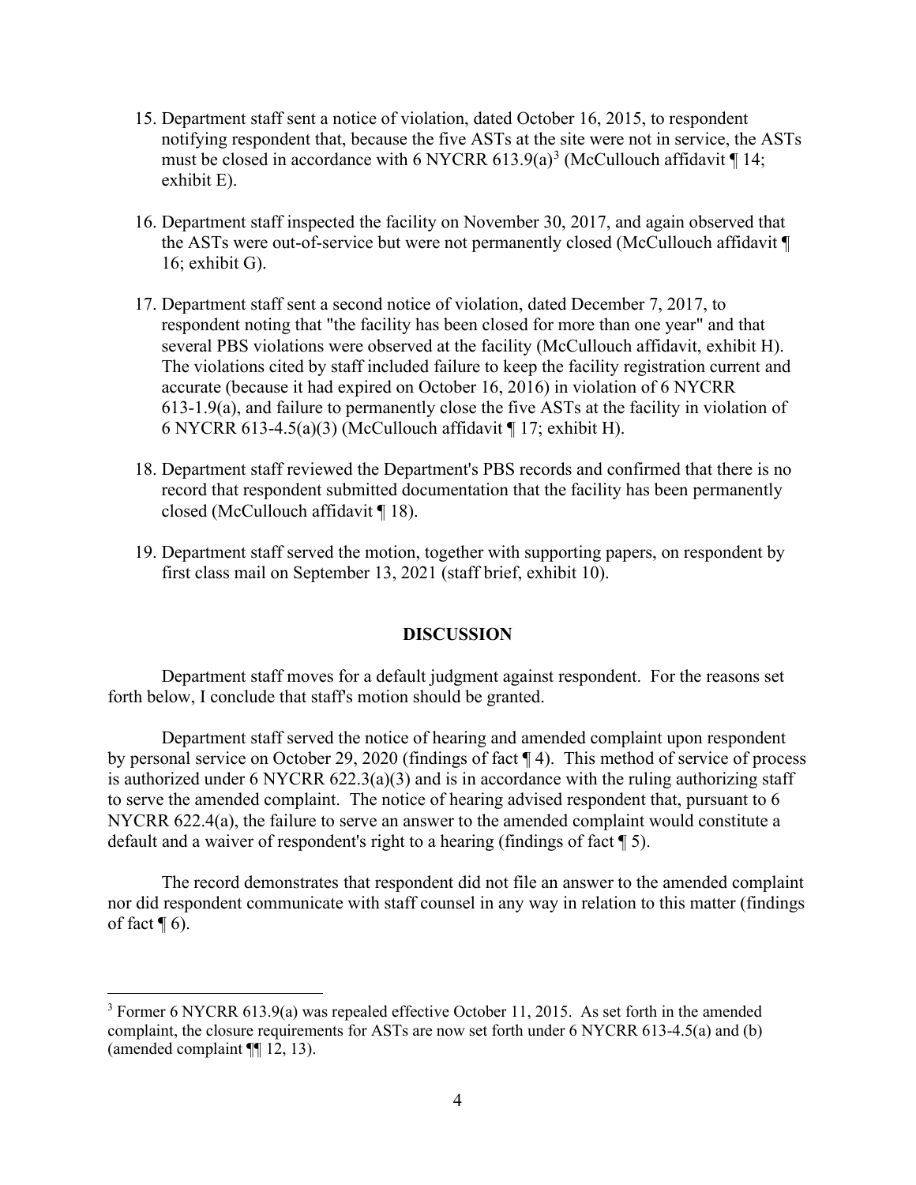15. Department staff sent a notice of violation, dated October 16, 2015, to respondent notifying respondent that, because the five ASTs at the site were not in service, the ASTs must be closed in accordance with 6 NYCRR 613.9(a)[3] (McCullouch affidavit ¶ 14; exhibit E).

16. Department staff inspected the facility on November 30, 2017, and again observed that the ASTs were out-of-service but were not permanently closed (McCullouch affidavit ¶ 16; exhibit G).

17. Department staff sent a second notice of violation, dated December 7, 2017, to respondent noting that "the facility has been closed for more than one year" and that several PBS violations were observed at the facility (McCullouch affidavit, exhibit H). The violations cited by staff included failure to keep the facility registration current and accurate (because it had expired on October 16, 2016) in violation of 6 NYCRR 613-1.9(a), and failure to permanently close the five ASTs at the facility in violation of 6 NYCRR 613-4.5(a)(3) (McCullouch affidavit ¶ 17; exhibit H).

18. Department staff reviewed the Department's PBS records and confirmed that there is no record that respondent submitted documentation that the facility has been permanently closed (McCullouch affidavit ¶ 18).

19. Department staff served the motion, together with supporting papers, on respondent by first class mail on September 13, 2021 (staff brief, exhibit 10).

## DISCUSSION

Department staff moves for a default judgment against respondent. For the reasons set forth below, I conclude that staff's motion should be granted.

Department staff served the notice of hearing and amended complaint upon respondent by personal service on October 29, 2020 (findings of fact ¶ 4). This method of service of process is authorized under 6 NYCRR 622.3(a)(3) and is in accordance with the ruling authorizing staff to serve the amended complaint. The notice of hearing advised respondent that, pursuant to 6 NYCRR 622.4(a), the failure to serve an answer to the amended complaint would constitute a default and a waiver of respondent's right to a hearing (findings of fact ¶ 5).

The record demonstrates that respondent did not file an answer to the amended complaint nor did respondent communicate with staff counsel in any way in relation to this matter (findings of fact ¶ 6).

---

[3] Former 6 NYCRR 613.9(a) was repealed effective October 11, 2015. As set forth in the amended complaint, the closure requirements for ASTs are now set forth under 6 NYCRR 613-4.5(a) and (b) (amended complaint ¶¶ 12, 13).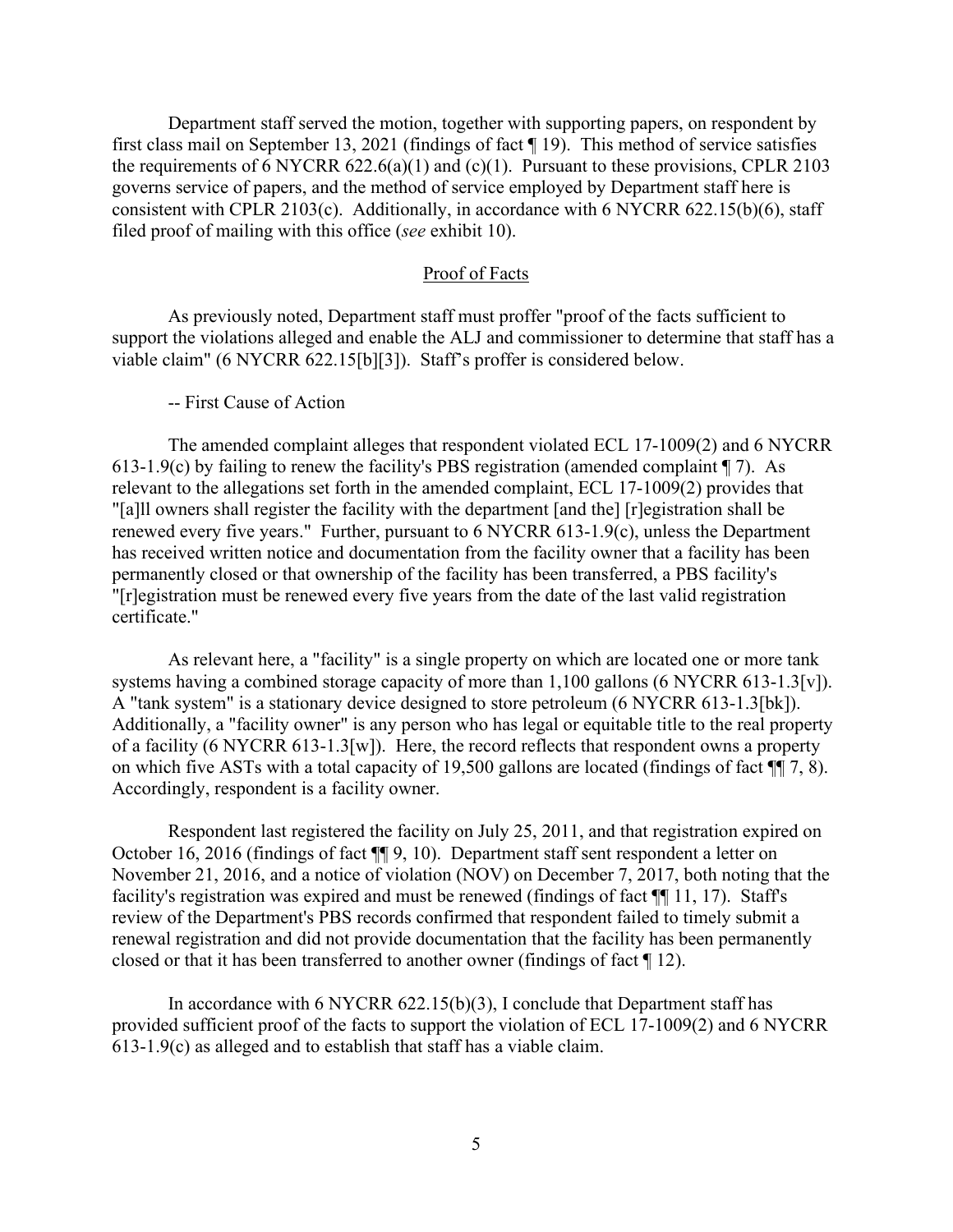Department staff served the motion, together with supporting papers, on respondent by first class mail on September 13, 2021 (findings of fact ¶ 19). This method of service satisfies the requirements of 6 NYCRR 622.6(a)(1) and (c)(1). Pursuant to these provisions, CPLR 2103 governs service of papers, and the method of service employed by Department staff here is consistent with CPLR 2103(c). Additionally, in accordance with 6 NYCRR 622.15(b)(6), staff filed proof of mailing with this office (*see* exhibit 10).

<u>Proof of Facts</u>

As previously noted, Department staff must proffer "proof of the facts sufficient to support the violations alleged and enable the ALJ and commissioner to determine that staff has a viable claim" (6 NYCRR 622.15[b][3]). Staff's proffer is considered below.

-- First Cause of Action

The amended complaint alleges that respondent violated ECL 17-1009(2) and 6 NYCRR 613-1.9(c) by failing to renew the facility's PBS registration (amended complaint ¶ 7). As relevant to the allegations set forth in the amended complaint, ECL 17-1009(2) provides that "[a]ll owners shall register the facility with the department [and the] [r]egistration shall be renewed every five years." Further, pursuant to 6 NYCRR 613-1.9(c), unless the Department has received written notice and documentation from the facility owner that a facility has been permanently closed or that ownership of the facility has been transferred, a PBS facility's "[r]egistration must be renewed every five years from the date of the last valid registration certificate."

As relevant here, a "facility" is a single property on which are located one or more tank systems having a combined storage capacity of more than 1,100 gallons (6 NYCRR 613-1.3[v]). A "tank system" is a stationary device designed to store petroleum (6 NYCRR 613-1.3[bk]). Additionally, a "facility owner" is any person who has legal or equitable title to the real property of a facility (6 NYCRR 613-1.3[w]). Here, the record reflects that respondent owns a property on which five ASTs with a total capacity of 19,500 gallons are located (findings of fact ¶¶ 7, 8). Accordingly, respondent is a facility owner.

Respondent last registered the facility on July 25, 2011, and that registration expired on October 16, 2016 (findings of fact ¶¶ 9, 10). Department staff sent respondent a letter on November 21, 2016, and a notice of violation (NOV) on December 7, 2017, both noting that the facility's registration was expired and must be renewed (findings of fact ¶¶ 11, 17). Staff's review of the Department's PBS records confirmed that respondent failed to timely submit a renewal registration and did not provide documentation that the facility has been permanently closed or that it has been transferred to another owner (findings of fact ¶ 12).

In accordance with 6 NYCRR 622.15(b)(3), I conclude that Department staff has provided sufficient proof of the facts to support the violation of ECL 17-1009(2) and 6 NYCRR 613-1.9(c) as alleged and to establish that staff has a viable claim.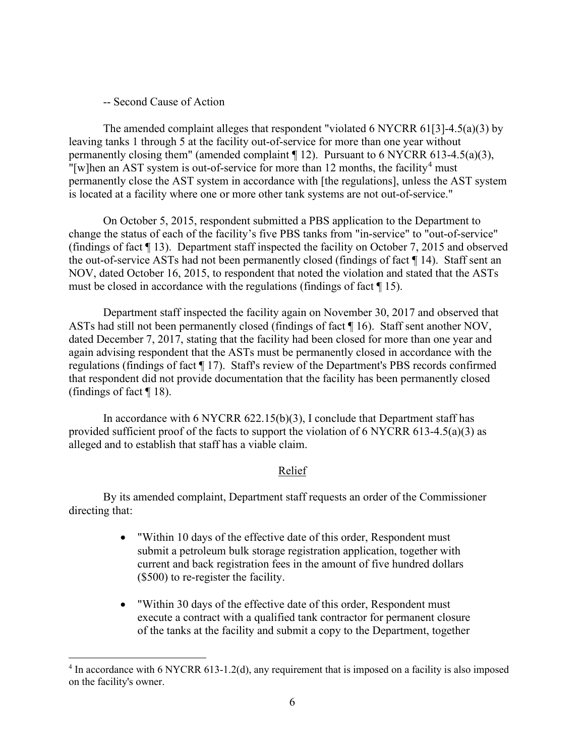-- Second Cause of Action

The amended complaint alleges that respondent "violated 6 NYCRR 61[3]-4.5(a)(3) by leaving tanks 1 through 5 at the facility out-of-service for more than one year without permanently closing them" (amended complaint ¶ 12). Pursuant to 6 NYCRR 613-4.5(a)(3), "[w]hen an AST system is out-of-service for more than 12 months, the facility[4] must permanently close the AST system in accordance with [the regulations], unless the AST system is located at a facility where one or more other tank systems are not out-of-service."

On October 5, 2015, respondent submitted a PBS application to the Department to change the status of each of the facility's five PBS tanks from "in-service" to "out-of-service" (findings of fact ¶ 13). Department staff inspected the facility on October 7, 2015 and observed the out-of-service ASTs had not been permanently closed (findings of fact ¶ 14). Staff sent an NOV, dated October 16, 2015, to respondent that noted the violation and stated that the ASTs must be closed in accordance with the regulations (findings of fact ¶ 15).

Department staff inspected the facility again on November 30, 2017 and observed that ASTs had still not been permanently closed (findings of fact ¶ 16). Staff sent another NOV, dated December 7, 2017, stating that the facility had been closed for more than one year and again advising respondent that the ASTs must be permanently closed in accordance with the regulations (findings of fact ¶ 17). Staff's review of the Department's PBS records confirmed that respondent did not provide documentation that the facility has been permanently closed (findings of fact ¶ 18).

In accordance with 6 NYCRR 622.15(b)(3), I conclude that Department staff has provided sufficient proof of the facts to support the violation of 6 NYCRR 613-4.5(a)(3) as alleged and to establish that staff has a viable claim.

## Relief

By its amended complaint, Department staff requests an order of the Commissioner directing that:

- "Within 10 days of the effective date of this order, Respondent must submit a petroleum bulk storage registration application, together with current and back registration fees in the amount of five hundred dollars ($500) to re-register the facility.

- "Within 30 days of the effective date of this order, Respondent must execute a contract with a qualified tank contractor for permanent closure of the tanks at the facility and submit a copy to the Department, together

---

[4] In accordance with 6 NYCRR 613-1.2(d), any requirement that is imposed on a facility is also imposed on the facility's owner.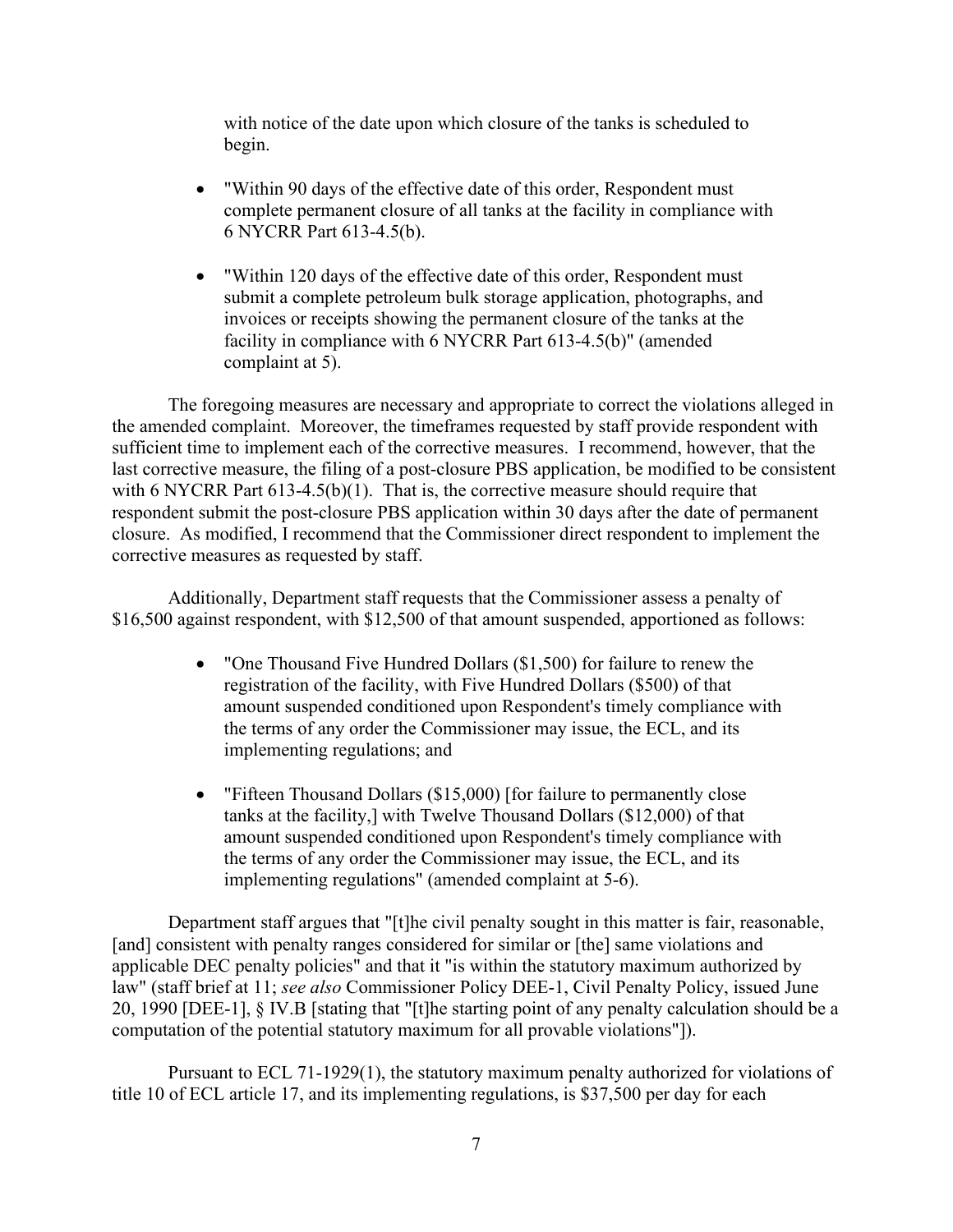with notice of the date upon which closure of the tanks is scheduled to begin.

- "Within 90 days of the effective date of this order, Respondent must complete permanent closure of all tanks at the facility in compliance with 6 NYCRR Part 613-4.5(b).

- "Within 120 days of the effective date of this order, Respondent must submit a complete petroleum bulk storage application, photographs, and invoices or receipts showing the permanent closure of the tanks at the facility in compliance with 6 NYCRR Part 613-4.5(b)" (amended complaint at 5).

The foregoing measures are necessary and appropriate to correct the violations alleged in the amended complaint. Moreover, the timeframes requested by staff provide respondent with sufficient time to implement each of the corrective measures. I recommend, however, that the last corrective measure, the filing of a post-closure PBS application, be modified to be consistent with 6 NYCRR Part 613-4.5(b)(1). That is, the corrective measure should require that respondent submit the post-closure PBS application within 30 days after the date of permanent closure. As modified, I recommend that the Commissioner direct respondent to implement the corrective measures as requested by staff.

Additionally, Department staff requests that the Commissioner assess a penalty of $16,500 against respondent, with $12,500 of that amount suspended, apportioned as follows:

- "One Thousand Five Hundred Dollars ($1,500) for failure to renew the registration of the facility, with Five Hundred Dollars ($500) of that amount suspended conditioned upon Respondent's timely compliance with the terms of any order the Commissioner may issue, the ECL, and its implementing regulations; and

- "Fifteen Thousand Dollars ($15,000) [for failure to permanently close tanks at the facility,] with Twelve Thousand Dollars ($12,000) of that amount suspended conditioned upon Respondent's timely compliance with the terms of any order the Commissioner may issue, the ECL, and its implementing regulations" (amended complaint at 5-6).

Department staff argues that "[t]he civil penalty sought in this matter is fair, reasonable, [and] consistent with penalty ranges considered for similar or [the] same violations and applicable DEC penalty policies" and that it "is within the statutory maximum authorized by law" (staff brief at 11; *see also* Commissioner Policy DEE-1, Civil Penalty Policy, issued June 20, 1990 [DEE-1], § IV.B [stating that "[t]he starting point of any penalty calculation should be a computation of the potential statutory maximum for all provable violations"]).

Pursuant to ECL 71-1929(1), the statutory maximum penalty authorized for violations of title 10 of ECL article 17, and its implementing regulations, is $37,500 per day for each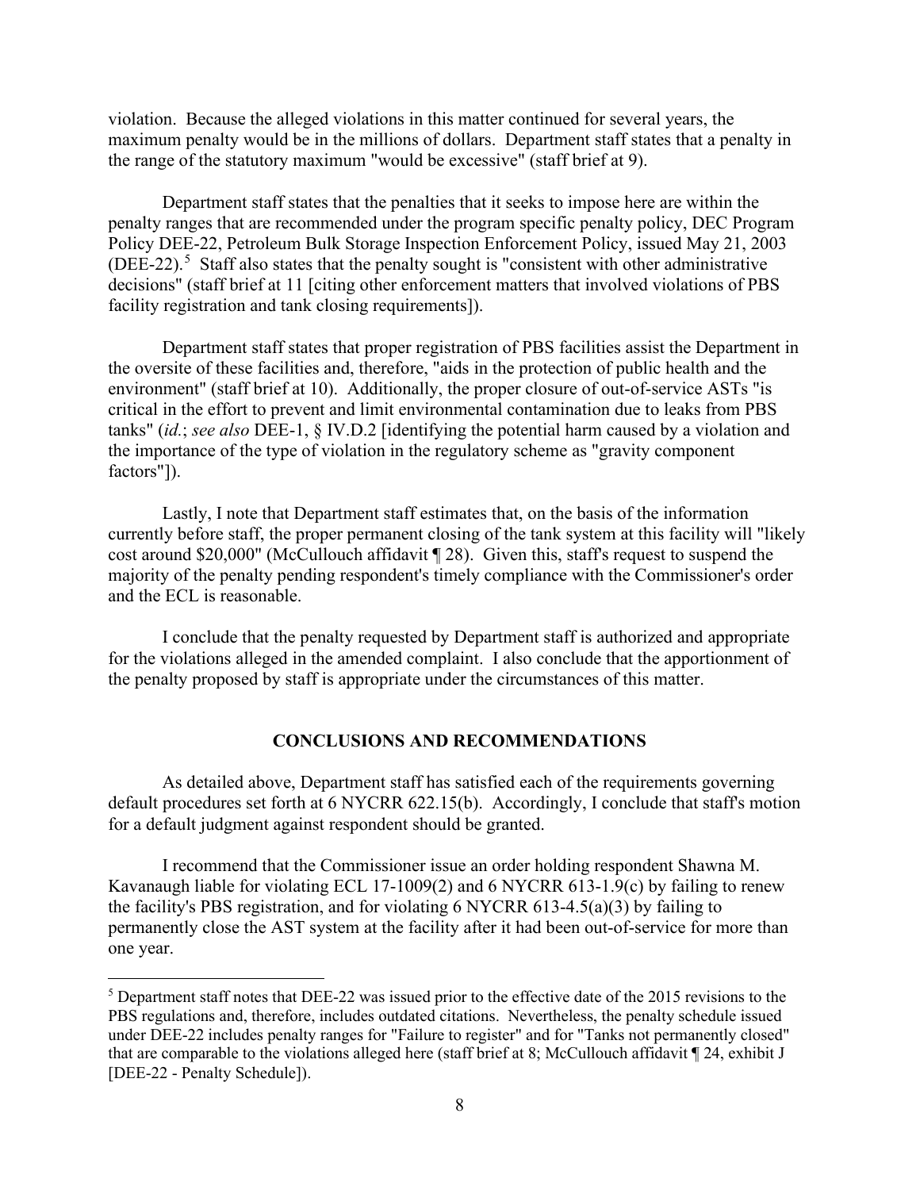violation. Because the alleged violations in this matter continued for several years, the maximum penalty would be in the millions of dollars. Department staff states that a penalty in the range of the statutory maximum "would be excessive" (staff brief at 9).

Department staff states that the penalties that it seeks to impose here are within the penalty ranges that are recommended under the program specific penalty policy, DEC Program Policy DEE-22, Petroleum Bulk Storage Inspection Enforcement Policy, issued May 21, 2003 (DEE-22).[5] Staff also states that the penalty sought is "consistent with other administrative decisions" (staff brief at 11 [citing other enforcement matters that involved violations of PBS facility registration and tank closing requirements]).

Department staff states that proper registration of PBS facilities assist the Department in the oversite of these facilities and, therefore, "aids in the protection of public health and the environment" (staff brief at 10). Additionally, the proper closure of out-of-service ASTs "is critical in the effort to prevent and limit environmental contamination due to leaks from PBS tanks" (*id.*; *see also* DEE-1, § IV.D.2 [identifying the potential harm caused by a violation and the importance of the type of violation in the regulatory scheme as "gravity component factors"]).

Lastly, I note that Department staff estimates that, on the basis of the information currently before staff, the proper permanent closing of the tank system at this facility will "likely cost around $20,000" (McCullouch affidavit ¶ 28). Given this, staff's request to suspend the majority of the penalty pending respondent's timely compliance with the Commissioner's order and the ECL is reasonable.

I conclude that the penalty requested by Department staff is authorized and appropriate for the violations alleged in the amended complaint. I also conclude that the apportionment of the penalty proposed by staff is appropriate under the circumstances of this matter.

## CONCLUSIONS AND RECOMMENDATIONS

As detailed above, Department staff has satisfied each of the requirements governing default procedures set forth at 6 NYCRR 622.15(b). Accordingly, I conclude that staff's motion for a default judgment against respondent should be granted.

I recommend that the Commissioner issue an order holding respondent Shawna M. Kavanaugh liable for violating ECL 17-1009(2) and 6 NYCRR 613-1.9(c) by failing to renew the facility's PBS registration, and for violating 6 NYCRR 613-4.5(a)(3) by failing to permanently close the AST system at the facility after it had been out-of-service for more than one year.

---

[5] Department staff notes that DEE-22 was issued prior to the effective date of the 2015 revisions to the PBS regulations and, therefore, includes outdated citations. Nevertheless, the penalty schedule issued under DEE-22 includes penalty ranges for "Failure to register" and for "Tanks not permanently closed" that are comparable to the violations alleged here (staff brief at 8; McCullouch affidavit ¶ 24, exhibit J [DEE-22 - Penalty Schedule]).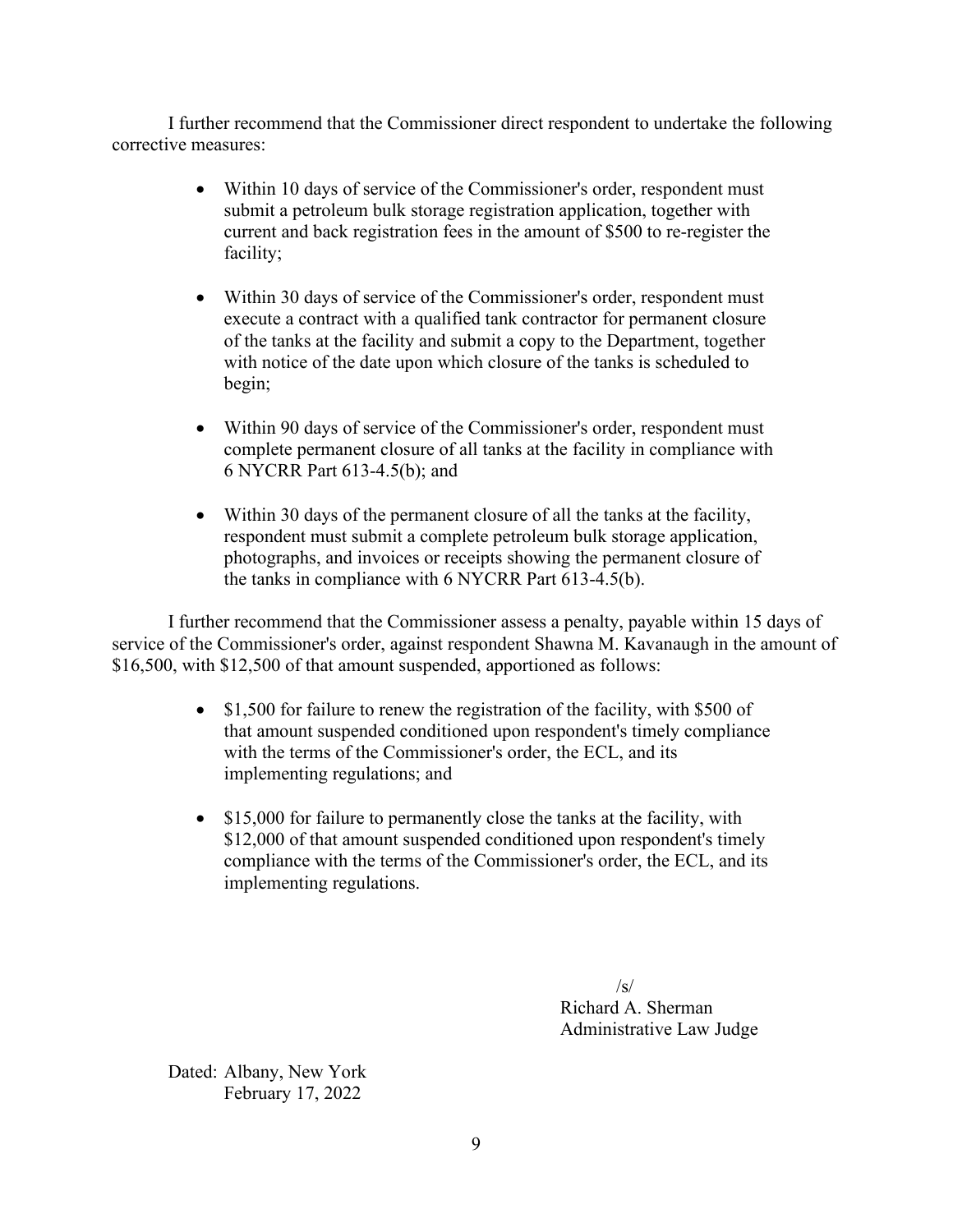I further recommend that the Commissioner direct respondent to undertake the following corrective measures:

- Within 10 days of service of the Commissioner's order, respondent must submit a petroleum bulk storage registration application, together with current and back registration fees in the amount of $500 to re-register the facility;

- Within 30 days of service of the Commissioner's order, respondent must execute a contract with a qualified tank contractor for permanent closure of the tanks at the facility and submit a copy to the Department, together with notice of the date upon which closure of the tanks is scheduled to begin;

- Within 90 days of service of the Commissioner's order, respondent must complete permanent closure of all tanks at the facility in compliance with 6 NYCRR Part 613-4.5(b); and

- Within 30 days of the permanent closure of all the tanks at the facility, respondent must submit a complete petroleum bulk storage application, photographs, and invoices or receipts showing the permanent closure of the tanks in compliance with 6 NYCRR Part 613-4.5(b).

I further recommend that the Commissioner assess a penalty, payable within 15 days of service of the Commissioner's order, against respondent Shawna M. Kavanaugh in the amount of $16,500, with $12,500 of that amount suspended, apportioned as follows:

- $1,500 for failure to renew the registration of the facility, with $500 of that amount suspended conditioned upon respondent's timely compliance with the terms of the Commissioner's order, the ECL, and its implementing regulations; and

- $15,000 for failure to permanently close the tanks at the facility, with $12,000 of that amount suspended conditioned upon respondent's timely compliance with the terms of the Commissioner's order, the ECL, and its implementing regulations.

/s/
Richard A. Sherman
Administrative Law Judge

Dated: Albany, New York
February 17, 2022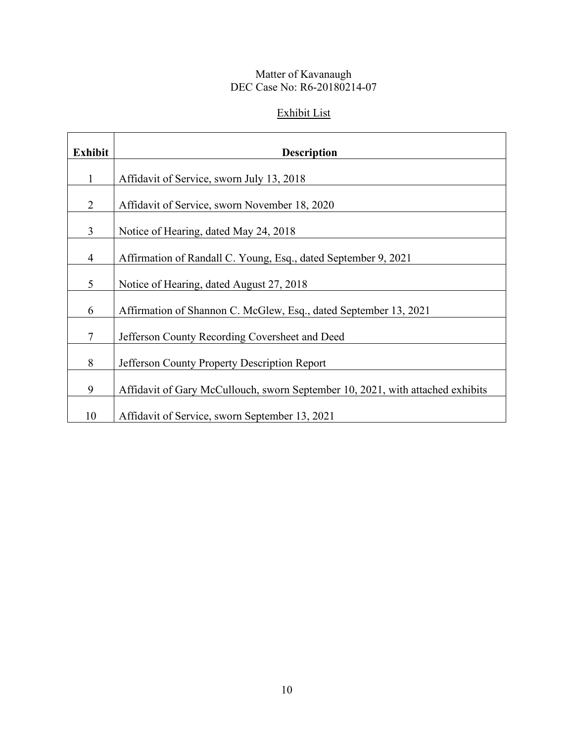Matter of Kavanaugh
DEC Case No: R6-20180214-07

Exhibit List

| Exhibit | Description |
| --- | --- |
| 1 | Affidavit of Service, sworn July 13, 2018 |
| 2 | Affidavit of Service, sworn November 18, 2020 |
| 3 | Notice of Hearing, dated May 24, 2018 |
| 4 | Affirmation of Randall C. Young, Esq., dated September 9, 2021 |
| 5 | Notice of Hearing, dated August 27, 2018 |
| 6 | Affirmation of Shannon C. McGlew, Esq., dated September 13, 2021 |
| 7 | Jefferson County Recording Coversheet and Deed |
| 8 | Jefferson County Property Description Report |
| 9 | Affidavit of Gary McCullouch, sworn September 10, 2021, with attached exhibits |
| 10 | Affidavit of Service, sworn September 13, 2021 |